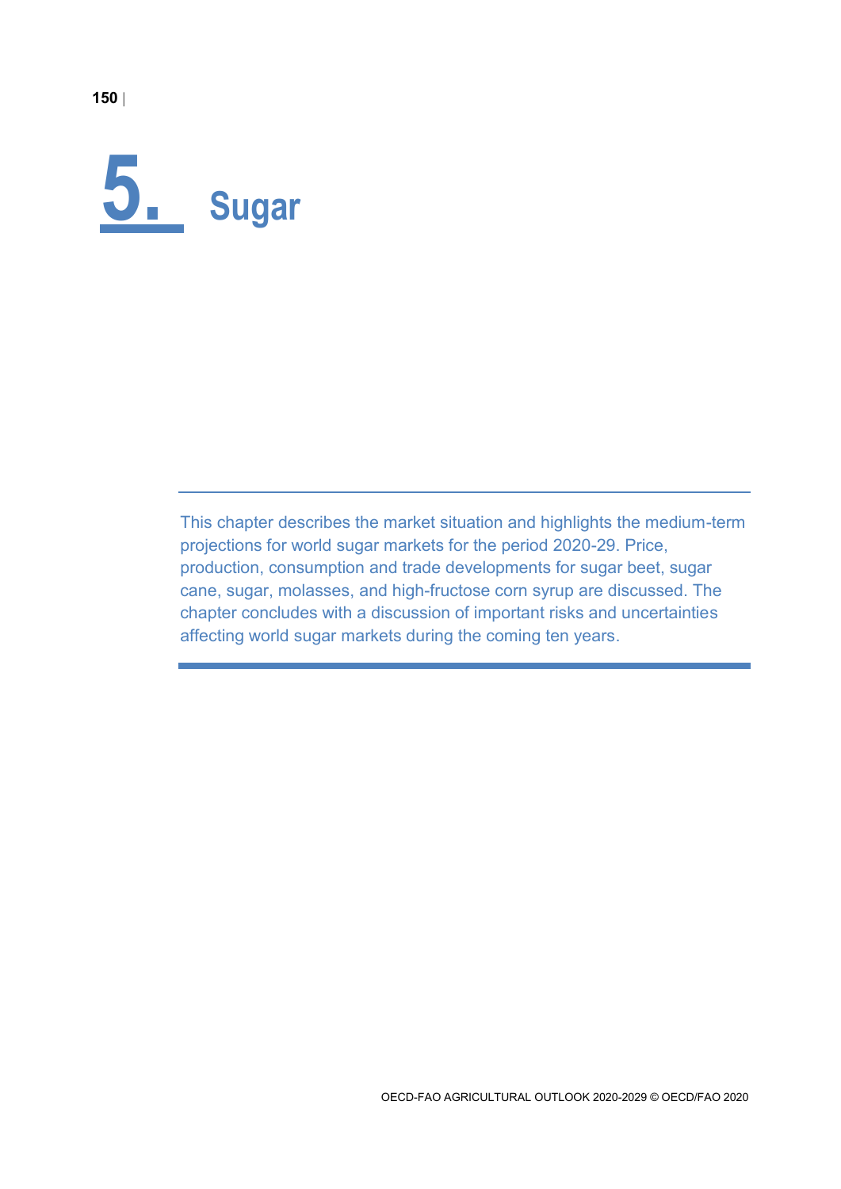# 5. Sugar

This chapter describes the market situation and highlights the medium-term projections for world sugar markets for the period 2020-29. Price, production, consumption and trade developments for sugar beet, sugar cane, sugar, molasses, and high-fructose corn syrup are discussed. The chapter concludes with a discussion of important risks and uncertainties affecting world sugar markets during the coming ten years.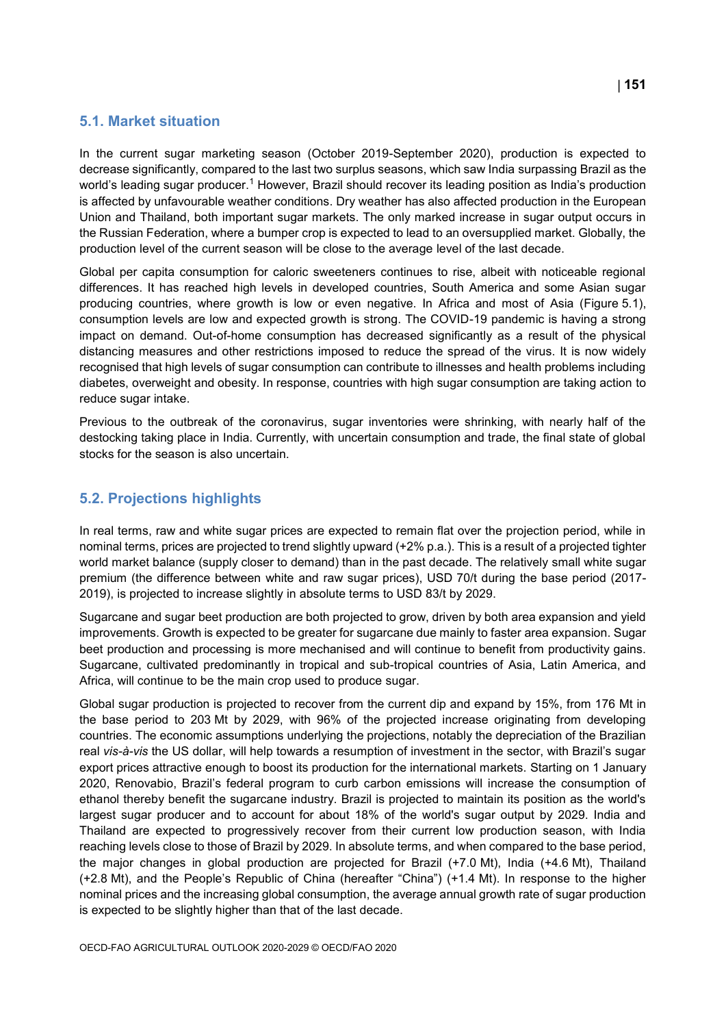## 5.1. Market situation

In the current sugar marketing season (October 2019-September 2020), production is expected to decrease significantly, compared to the last two surplus seasons, which saw India surpassing Brazil as the world's leading sugar producer.[1] However, Brazil should recover its leading position as India's production is affected by unfavourable weather conditions. Dry weather has also affected production in the European Union and Thailand, both important sugar markets. The only marked increase in sugar output occurs in the Russian Federation, where a bumper crop is expected to lead to an oversupplied market. Globally, the production level of the current season will be close to the average level of the last decade.

Global per capita consumption for caloric sweeteners continues to rise, albeit with noticeable regional differences. It has reached high levels in developed countries, South America and some Asian sugar producing countries, where growth is low or even negative. In Africa and most of Asia (Figure 5.1), consumption levels are low and expected growth is strong. The COVID-19 pandemic is having a strong impact on demand. Out-of-home consumption has decreased significantly as a result of the physical distancing measures and other restrictions imposed to reduce the spread of the virus. It is now widely recognised that high levels of sugar consumption can contribute to illnesses and health problems including diabetes, overweight and obesity. In response, countries with high sugar consumption are taking action to reduce sugar intake.

Previous to the outbreak of the coronavirus, sugar inventories were shrinking, with nearly half of the destocking taking place in India. Currently, with uncertain consumption and trade, the final state of global stocks for the season is also uncertain.

## 5.2. Projections highlights

In real terms, raw and white sugar prices are expected to remain flat over the projection period, while in nominal terms, prices are projected to trend slightly upward (+2% p.a.). This is a result of a projected tighter world market balance (supply closer to demand) than in the past decade. The relatively small white sugar premium (the difference between white and raw sugar prices), USD 70/t during the base period (2017-2019), is projected to increase slightly in absolute terms to USD 83/t by 2029.

Sugarcane and sugar beet production are both projected to grow, driven by both area expansion and yield improvements. Growth is expected to be greater for sugarcane due mainly to faster area expansion. Sugar beet production and processing is more mechanised and will continue to benefit from productivity gains. Sugarcane, cultivated predominantly in tropical and sub-tropical countries of Asia, Latin America, and Africa, will continue to be the main crop used to produce sugar.

Global sugar production is projected to recover from the current dip and expand by 15%, from 176 Mt in the base period to 203 Mt by 2029, with 96% of the projected increase originating from developing countries. The economic assumptions underlying the projections, notably the depreciation of the Brazilian real *vis-à-vis* the US dollar, will help towards a resumption of investment in the sector, with Brazil's sugar export prices attractive enough to boost its production for the international markets. Starting on 1 January 2020, Renovabio, Brazil's federal program to curb carbon emissions will increase the consumption of ethanol thereby benefit the sugarcane industry. Brazil is projected to maintain its position as the world's largest sugar producer and to account for about 18% of the world's sugar output by 2029. India and Thailand are expected to progressively recover from their current low production season, with India reaching levels close to those of Brazil by 2029. In absolute terms, and when compared to the base period, the major changes in global production are projected for Brazil (+7.0 Mt), India (+4.6 Mt), Thailand (+2.8 Mt), and the People's Republic of China (hereafter "China") (+1.4 Mt). In response to the higher nominal prices and the increasing global consumption, the average annual growth rate of sugar production is expected to be slightly higher than that of the last decade.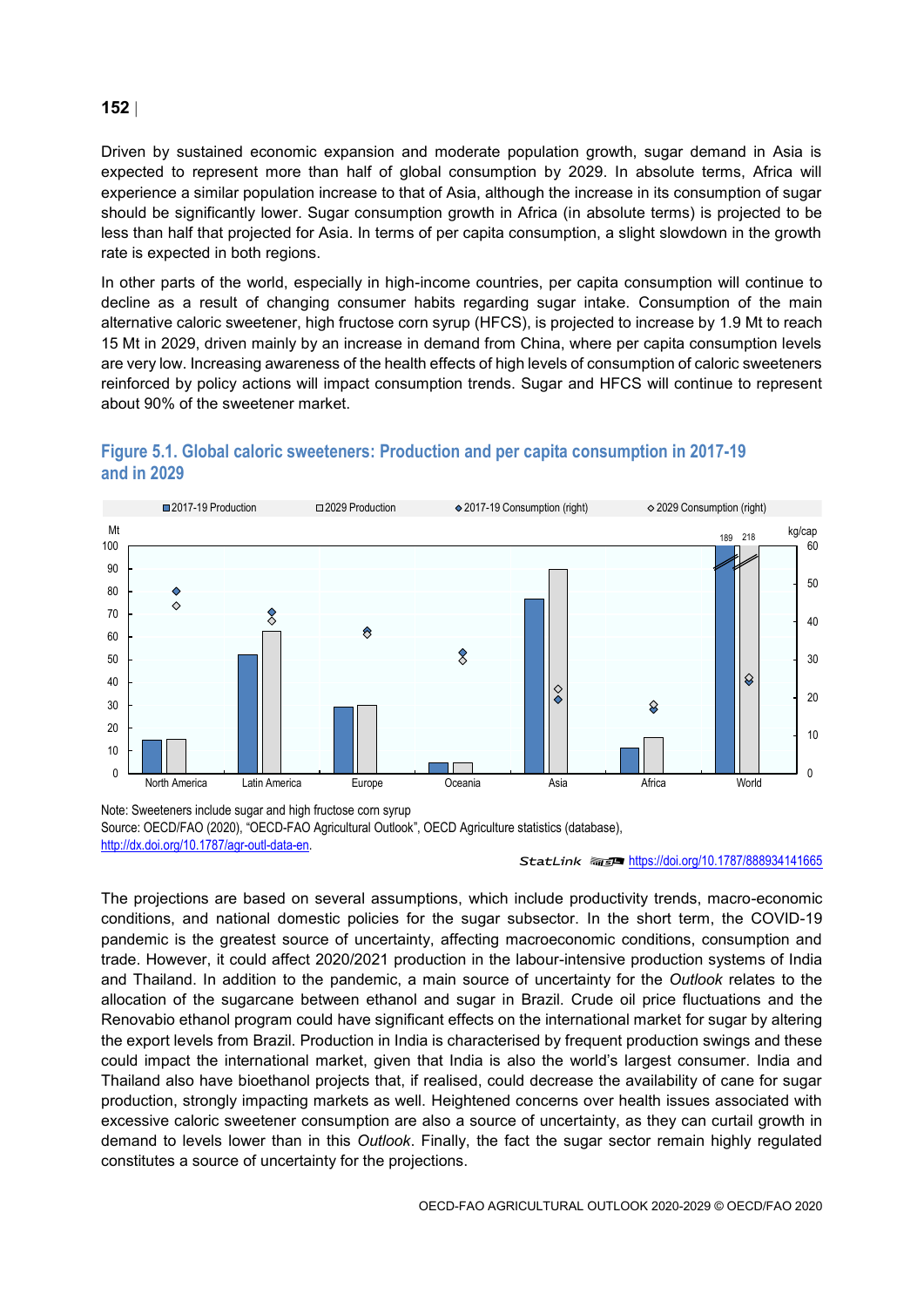Driven by sustained economic expansion and moderate population growth, sugar demand in Asia is expected to represent more than half of global consumption by 2029. In absolute terms, Africa will experience a similar population increase to that of Asia, although the increase in its consumption of sugar should be significantly lower. Sugar consumption growth in Africa (in absolute terms) is projected to be less than half that projected for Asia. In terms of per capita consumption, a slight slowdown in the growth rate is expected in both regions.

In other parts of the world, especially in high-income countries, per capita consumption will continue to decline as a result of changing consumer habits regarding sugar intake. Consumption of the main alternative caloric sweetener, high fructose corn syrup (HFCS), is projected to increase by 1.9 Mt to reach 15 Mt in 2029, driven mainly by an increase in demand from China, where per capita consumption levels are very low. Increasing awareness of the health effects of high levels of consumption of caloric sweeteners reinforced by policy actions will impact consumption trends. Sugar and HFCS will continue to represent about 90% of the sweetener market.

## Figure 5.1. Global caloric sweeteners: Production and per capita consumption in 2017-19 and in 2029

Note: Sweeteners include sugar and high fructose corn syrup

Source: OECD/FAO (2020), "OECD-FAO Agricultural Outlook", OECD Agriculture statistics (database), http://dx.doi.org/10.1787/agr-outl-data-en.

StatLink https://doi.org/10.1787/888934141665

The projections are based on several assumptions, which include productivity trends, macro-economic conditions, and national domestic policies for the sugar subsector. In the short term, the COVID-19 pandemic is the greatest source of uncertainty, affecting macroeconomic conditions, consumption and trade. However, it could affect 2020/2021 production in the labour-intensive production systems of India and Thailand. In addition to the pandemic, a main source of uncertainty for the *Outlook* relates to the allocation of the sugarcane between ethanol and sugar in Brazil. Crude oil price fluctuations and the Renovabio ethanol program could have significant effects on the international market for sugar by altering the export levels from Brazil. Production in India is characterised by frequent production swings and these could impact the international market, given that India is also the world's largest consumer. India and Thailand also have bioethanol projects that, if realised, could decrease the availability of cane for sugar production, strongly impacting markets as well. Heightened concerns over health issues associated with excessive caloric sweetener consumption are also a source of uncertainty, as they can curtail growth in demand to levels lower than in this *Outlook*. Finally, the fact the sugar sector remain highly regulated constitutes a source of uncertainty for the projections.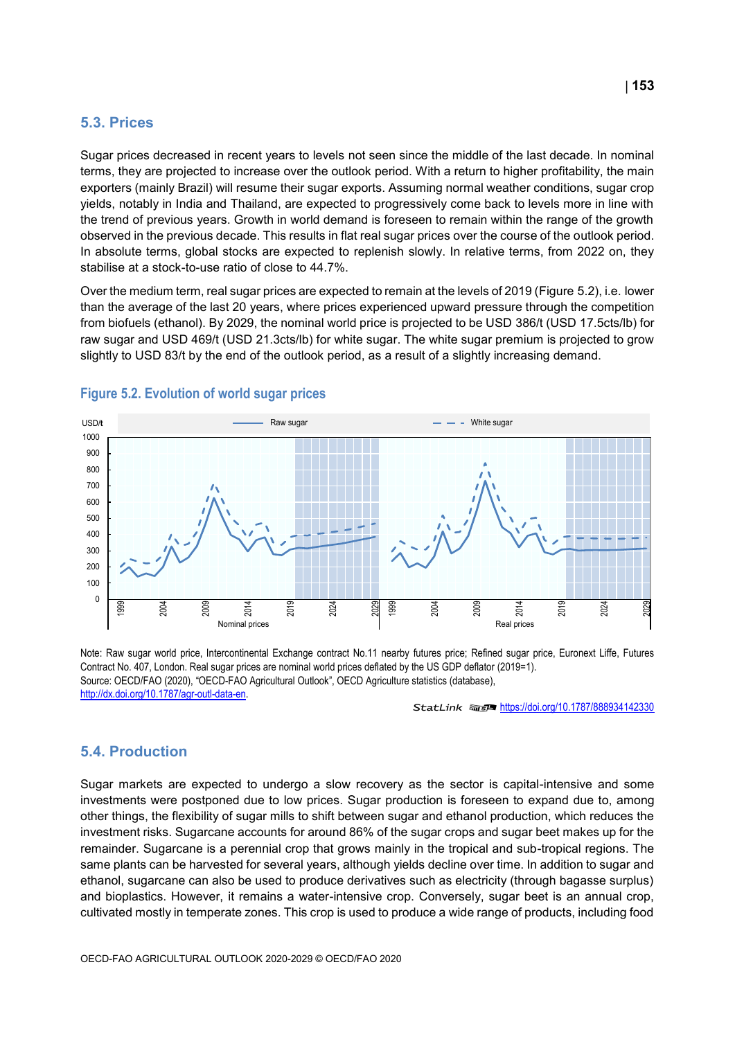## 5.3. Prices

Sugar prices decreased in recent years to levels not seen since the middle of the last decade. In nominal terms, they are projected to increase over the outlook period. With a return to higher profitability, the main exporters (mainly Brazil) will resume their sugar exports. Assuming normal weather conditions, sugar crop yields, notably in India and Thailand, are expected to progressively come back to levels more in line with the trend of previous years. Growth in world demand is foreseen to remain within the range of the growth observed in the previous decade. This results in flat real sugar prices over the course of the outlook period. In absolute terms, global stocks are expected to replenish slowly. In relative terms, from 2022 on, they stabilise at a stock-to-use ratio of close to 44.7%.

Over the medium term, real sugar prices are expected to remain at the levels of 2019 (Figure 5.2), i.e. lower than the average of the last 20 years, where prices experienced upward pressure through the competition from biofuels (ethanol). By 2029, the nominal world price is projected to be USD 386/t (USD 17.5cts/lb) for raw sugar and USD 469/t (USD 21.3cts/lb) for white sugar. The white sugar premium is projected to grow slightly to USD 83/t by the end of the outlook period, as a result of a slightly increasing demand.

**Figure 5.2. Evolution of world sugar prices**

Note: Raw sugar world price, Intercontinental Exchange contract No.11 nearby futures price; Refined sugar price, Euronext Liffe, Futures Contract No. 407, London. Real sugar prices are nominal world prices deflated by the US GDP deflator (2019=1).
Source: OECD/FAO (2020), "OECD-FAO Agricultural Outlook", OECD Agriculture statistics (database), http://dx.doi.org/10.1787/agr-outl-data-en.

StatLink https://doi.org/10.1787/888934142330

## 5.4. Production

Sugar markets are expected to undergo a slow recovery as the sector is capital-intensive and some investments were postponed due to low prices. Sugar production is foreseen to expand due to, among other things, the flexibility of sugar mills to shift between sugar and ethanol production, which reduces the investment risks. Sugarcane accounts for around 86% of the sugar crops and sugar beet makes up for the remainder. Sugarcane is a perennial crop that grows mainly in the tropical and sub-tropical regions. The same plants can be harvested for several years, although yields decline over time. In addition to sugar and ethanol, sugarcane can also be used to produce derivatives such as electricity (through bagasse surplus) and bioplastics. However, it remains a water-intensive crop. Conversely, sugar beet is an annual crop, cultivated mostly in temperate zones. This crop is used to produce a wide range of products, including food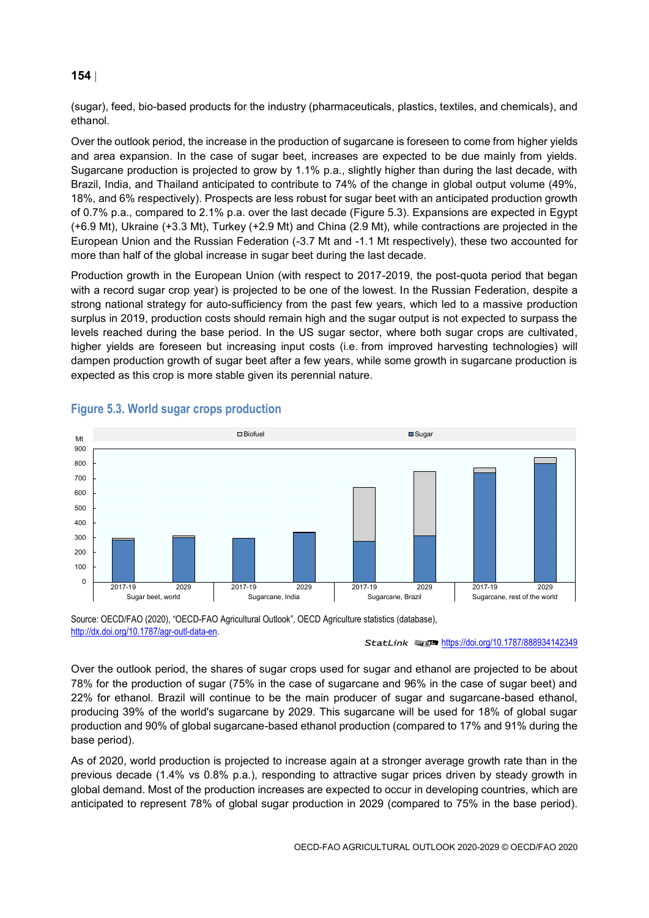(sugar), feed, bio-based products for the industry (pharmaceuticals, plastics, textiles, and chemicals), and ethanol.

Over the outlook period, the increase in the production of sugarcane is foreseen to come from higher yields and area expansion. In the case of sugar beet, increases are expected to be due mainly from yields. Sugarcane production is projected to grow by 1.1% p.a., slightly higher than during the last decade, with Brazil, India, and Thailand anticipated to contribute to 74% of the change in global output volume (49%, 18%, and 6% respectively). Prospects are less robust for sugar beet with an anticipated production growth of 0.7% p.a., compared to 2.1% p.a. over the last decade (Figure 5.3). Expansions are expected in Egypt (+6.9 Mt), Ukraine (+3.3 Mt), Turkey (+2.9 Mt) and China (2.9 Mt), while contractions are projected in the European Union and the Russian Federation (-3.7 Mt and -1.1 Mt respectively), these two accounted for more than half of the global increase in sugar beet during the last decade.

Production growth in the European Union (with respect to 2017-2019, the post-quota period that began with a record sugar crop year) is projected to be one of the lowest. In the Russian Federation, despite a strong national strategy for auto-sufficiency from the past few years, which led to a massive production surplus in 2019, production costs should remain high and the sugar output is not expected to surpass the levels reached during the base period. In the US sugar sector, where both sugar crops are cultivated, higher yields are foreseen but increasing input costs (i.e. from improved harvesting technologies) will dampen production growth of sugar beet after a few years, while some growth in sugarcane production is expected as this crop is more stable given its perennial nature.

## Figure 5.3. World sugar crops production

Source: OECD/FAO (2020), "OECD-FAO Agricultural Outlook", OECD Agriculture statistics (database), http://dx.doi.org/10.1787/agr-outl-data-en.

StatLink https://doi.org/10.1787/888934142349

Over the outlook period, the shares of sugar crops used for sugar and ethanol are projected to be about 78% for the production of sugar (75% in the case of sugarcane and 96% in the case of sugar beet) and 22% for ethanol. Brazil will continue to be the main producer of sugar and sugarcane-based ethanol, producing 39% of the world's sugarcane by 2029. This sugarcane will be used for 18% of global sugar production and 90% of global sugarcane-based ethanol production (compared to 17% and 91% during the base period).

As of 2020, world production is projected to increase again at a stronger average growth rate than in the previous decade (1.4% vs 0.8% p.a.), responding to attractive sugar prices driven by steady growth in global demand. Most of the production increases are expected to occur in developing countries, which are anticipated to represent 78% of global sugar production in 2029 (compared to 75% in the base period).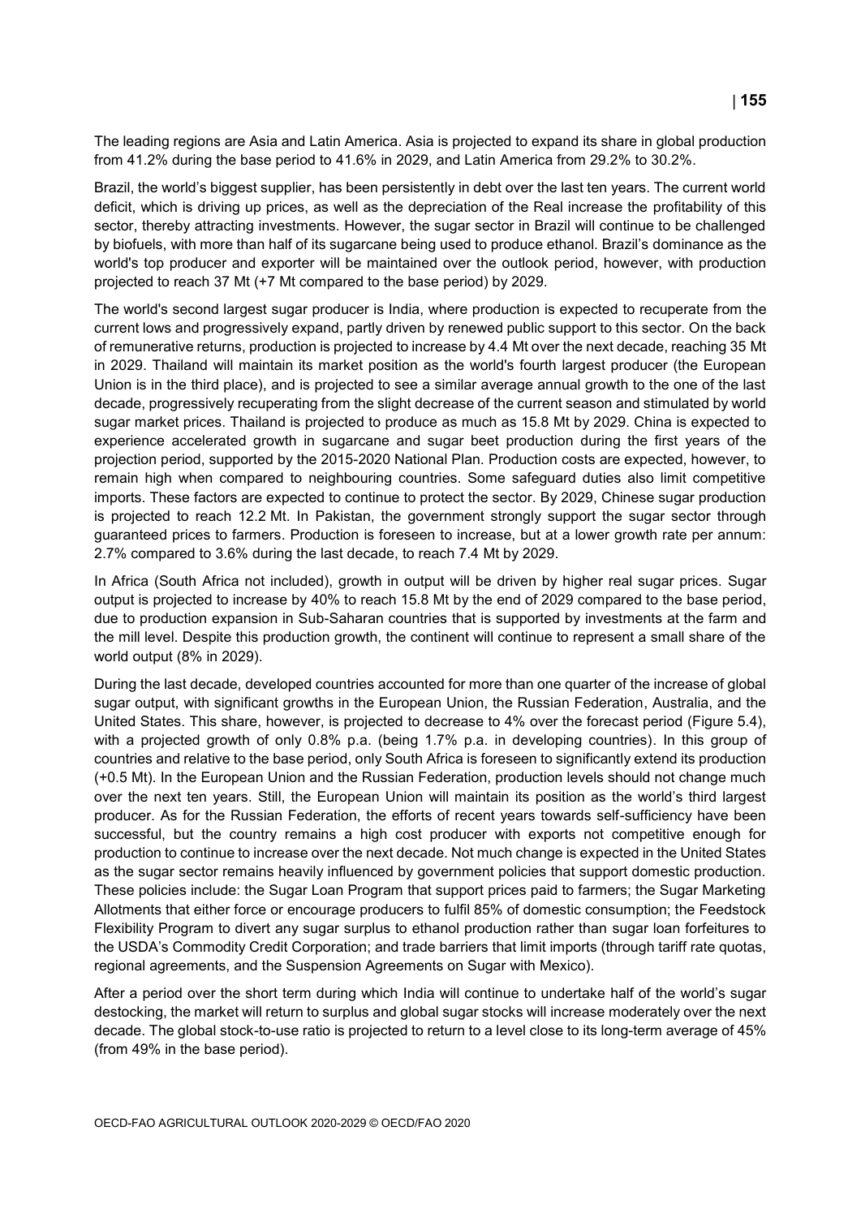The leading regions are Asia and Latin America. Asia is projected to expand its share in global production from 41.2% during the base period to 41.6% in 2029, and Latin America from 29.2% to 30.2%.

Brazil, the world's biggest supplier, has been persistently in debt over the last ten years. The current world deficit, which is driving up prices, as well as the depreciation of the Real increase the profitability of this sector, thereby attracting investments. However, the sugar sector in Brazil will continue to be challenged by biofuels, with more than half of its sugarcane being used to produce ethanol. Brazil's dominance as the world's top producer and exporter will be maintained over the outlook period, however, with production projected to reach 37 Mt (+7 Mt compared to the base period) by 2029.

The world's second largest sugar producer is India, where production is expected to recuperate from the current lows and progressively expand, partly driven by renewed public support to this sector. On the back of remunerative returns, production is projected to increase by 4.4 Mt over the next decade, reaching 35 Mt in 2029. Thailand will maintain its market position as the world's fourth largest producer (the European Union is in the third place), and is projected to see a similar average annual growth to the one of the last decade, progressively recuperating from the slight decrease of the current season and stimulated by world sugar market prices. Thailand is projected to produce as much as 15.8 Mt by 2029. China is expected to experience accelerated growth in sugarcane and sugar beet production during the first years of the projection period, supported by the 2015-2020 National Plan. Production costs are expected, however, to remain high when compared to neighbouring countries. Some safeguard duties also limit competitive imports. These factors are expected to continue to protect the sector. By 2029, Chinese sugar production is projected to reach 12.2 Mt. In Pakistan, the government strongly support the sugar sector through guaranteed prices to farmers. Production is foreseen to increase, but at a lower growth rate per annum: 2.7% compared to 3.6% during the last decade, to reach 7.4 Mt by 2029.

In Africa (South Africa not included), growth in output will be driven by higher real sugar prices. Sugar output is projected to increase by 40% to reach 15.8 Mt by the end of 2029 compared to the base period, due to production expansion in Sub-Saharan countries that is supported by investments at the farm and the mill level. Despite this production growth, the continent will continue to represent a small share of the world output (8% in 2029).

During the last decade, developed countries accounted for more than one quarter of the increase of global sugar output, with significant growths in the European Union, the Russian Federation, Australia, and the United States. This share, however, is projected to decrease to 4% over the forecast period (Figure 5.4), with a projected growth of only 0.8% p.a. (being 1.7% p.a. in developing countries). In this group of countries and relative to the base period, only South Africa is foreseen to significantly extend its production (+0.5 Mt). In the European Union and the Russian Federation, production levels should not change much over the next ten years. Still, the European Union will maintain its position as the world's third largest producer. As for the Russian Federation, the efforts of recent years towards self-sufficiency have been successful, but the country remains a high cost producer with exports not competitive enough for production to continue to increase over the next decade. Not much change is expected in the United States as the sugar sector remains heavily influenced by government policies that support domestic production. These policies include: the Sugar Loan Program that support prices paid to farmers; the Sugar Marketing Allotments that either force or encourage producers to fulfil 85% of domestic consumption; the Feedstock Flexibility Program to divert any sugar surplus to ethanol production rather than sugar loan forfeitures to the USDA's Commodity Credit Corporation; and trade barriers that limit imports (through tariff rate quotas, regional agreements, and the Suspension Agreements on Sugar with Mexico).

After a period over the short term during which India will continue to undertake half of the world's sugar destocking, the market will return to surplus and global sugar stocks will increase moderately over the next decade. The global stock-to-use ratio is projected to return to a level close to its long-term average of 45% (from 49% in the base period).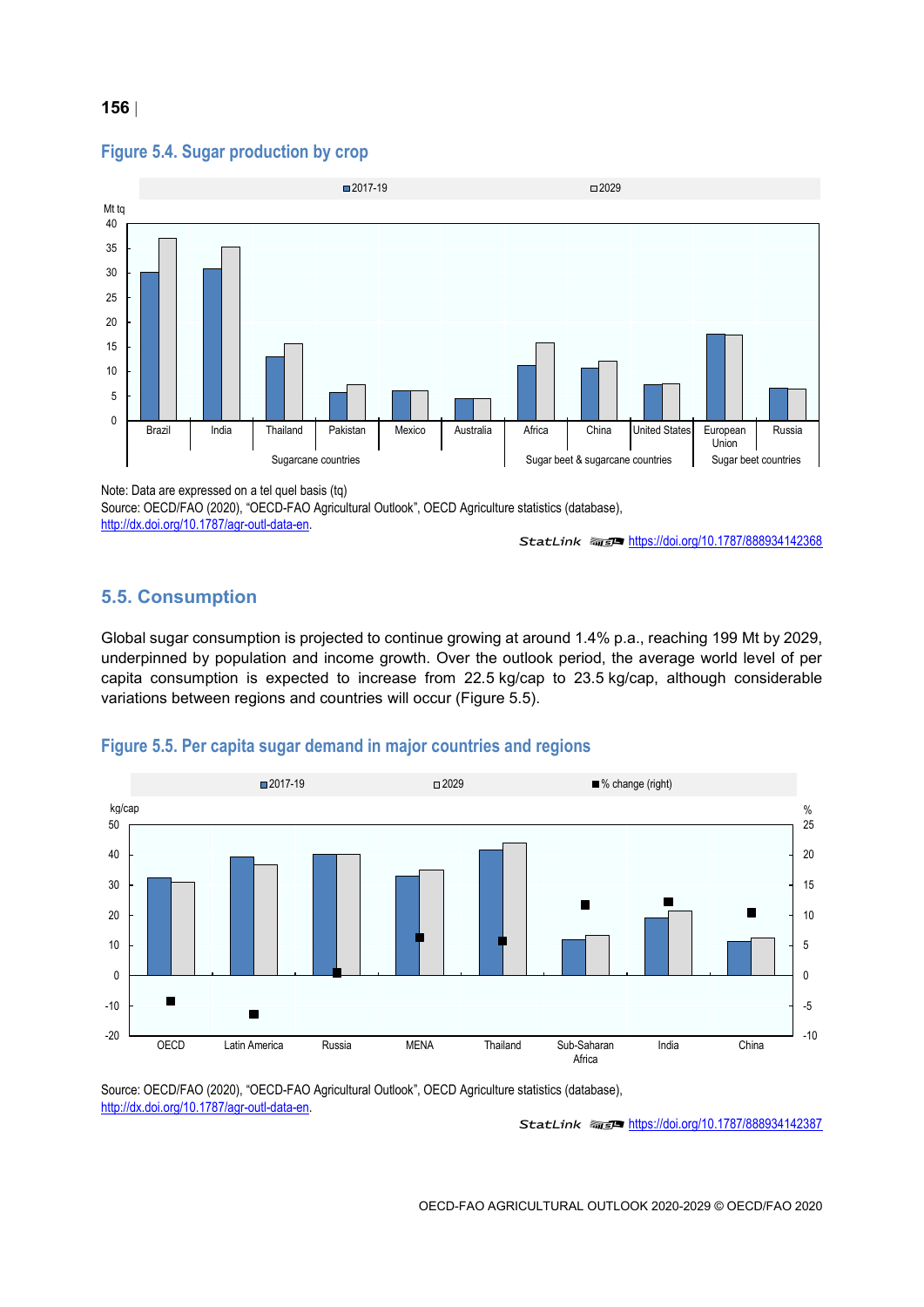### Figure 5.4. Sugar production by crop

Note: Data are expressed on a tel quel basis (tq)
Source: OECD/FAO (2020), "OECD-FAO Agricultural Outlook", OECD Agriculture statistics (database), http://dx.doi.org/10.1787/agr-outl-data-en.

StatLink https://doi.org/10.1787/888934142368

## 5.5. Consumption

Global sugar consumption is projected to continue growing at around 1.4% p.a., reaching 199 Mt by 2029, underpinned by population and income growth. Over the outlook period, the average world level of per capita consumption is expected to increase from 22.5 kg/cap to 23.5 kg/cap, although considerable variations between regions and countries will occur (Figure 5.5).

### Figure 5.5. Per capita sugar demand in major countries and regions

Source: OECD/FAO (2020), "OECD-FAO Agricultural Outlook", OECD Agriculture statistics (database), http://dx.doi.org/10.1787/agr-outl-data-en.

StatLink https://doi.org/10.1787/888934142387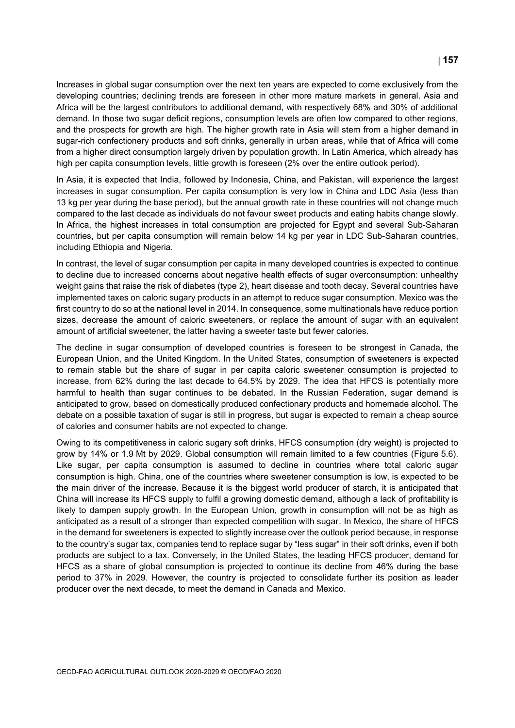Increases in global sugar consumption over the next ten years are expected to come exclusively from the developing countries; declining trends are foreseen in other more mature markets in general. Asia and Africa will be the largest contributors to additional demand, with respectively 68% and 30% of additional demand. In those two sugar deficit regions, consumption levels are often low compared to other regions, and the prospects for growth are high. The higher growth rate in Asia will stem from a higher demand in sugar-rich confectionery products and soft drinks, generally in urban areas, while that of Africa will come from a higher direct consumption largely driven by population growth. In Latin America, which already has high per capita consumption levels, little growth is foreseen (2% over the entire outlook period).

In Asia, it is expected that India, followed by Indonesia, China, and Pakistan, will experience the largest increases in sugar consumption. Per capita consumption is very low in China and LDC Asia (less than 13 kg per year during the base period), but the annual growth rate in these countries will not change much compared to the last decade as individuals do not favour sweet products and eating habits change slowly. In Africa, the highest increases in total consumption are projected for Egypt and several Sub-Saharan countries, but per capita consumption will remain below 14 kg per year in LDC Sub-Saharan countries, including Ethiopia and Nigeria.

In contrast, the level of sugar consumption per capita in many developed countries is expected to continue to decline due to increased concerns about negative health effects of sugar overconsumption: unhealthy weight gains that raise the risk of diabetes (type 2), heart disease and tooth decay. Several countries have implemented taxes on caloric sugary products in an attempt to reduce sugar consumption. Mexico was the first country to do so at the national level in 2014. In consequence, some multinationals have reduce portion sizes, decrease the amount of caloric sweeteners, or replace the amount of sugar with an equivalent amount of artificial sweetener, the latter having a sweeter taste but fewer calories.

The decline in sugar consumption of developed countries is foreseen to be strongest in Canada, the European Union, and the United Kingdom. In the United States, consumption of sweeteners is expected to remain stable but the share of sugar in per capita caloric sweetener consumption is projected to increase, from 62% during the last decade to 64.5% by 2029. The idea that HFCS is potentially more harmful to health than sugar continues to be debated. In the Russian Federation, sugar demand is anticipated to grow, based on domestically produced confectionary products and homemade alcohol. The debate on a possible taxation of sugar is still in progress, but sugar is expected to remain a cheap source of calories and consumer habits are not expected to change.

Owing to its competitiveness in caloric sugary soft drinks, HFCS consumption (dry weight) is projected to grow by 14% or 1.9 Mt by 2029. Global consumption will remain limited to a few countries (Figure 5.6). Like sugar, per capita consumption is assumed to decline in countries where total caloric sugar consumption is high. China, one of the countries where sweetener consumption is low, is expected to be the main driver of the increase. Because it is the biggest world producer of starch, it is anticipated that China will increase its HFCS supply to fulfil a growing domestic demand, although a lack of profitability is likely to dampen supply growth. In the European Union, growth in consumption will not be as high as anticipated as a result of a stronger than expected competition with sugar. In Mexico, the share of HFCS in the demand for sweeteners is expected to slightly increase over the outlook period because, in response to the country's sugar tax, companies tend to replace sugar by "less sugar" in their soft drinks, even if both products are subject to a tax. Conversely, in the United States, the leading HFCS producer, demand for HFCS as a share of global consumption is projected to continue its decline from 46% during the base period to 37% in 2029. However, the country is projected to consolidate further its position as leader producer over the next decade, to meet the demand in Canada and Mexico.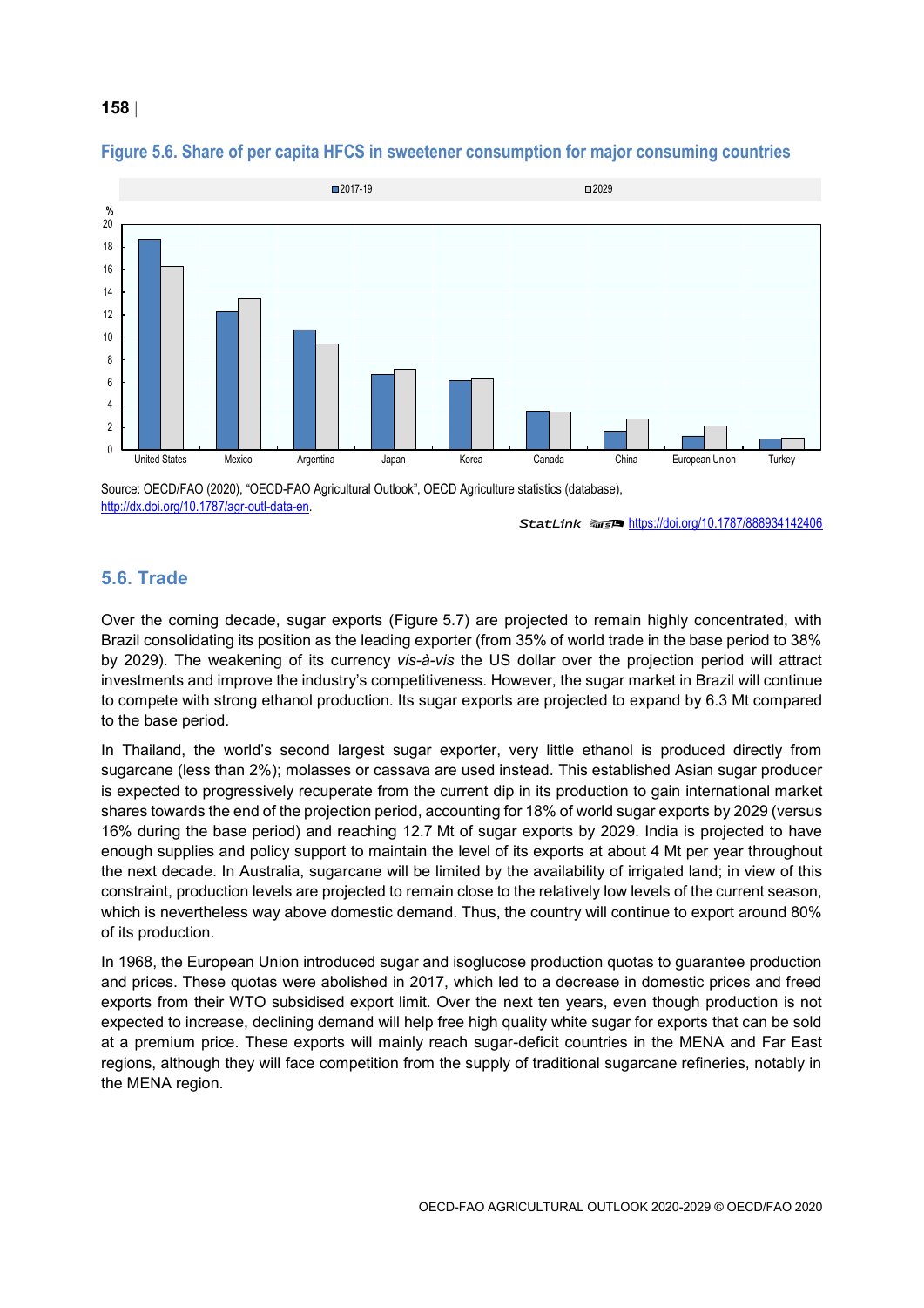**Figure 5.6. Share of per capita HFCS in sweetener consumption for major consuming countries**

Source: OECD/FAO (2020), "OECD-FAO Agricultural Outlook", OECD Agriculture statistics (database), http://dx.doi.org/10.1787/agr-outl-data-en.

StatLink https://doi.org/10.1787/888934142406

## 5.6. Trade

Over the coming decade, sugar exports (Figure 5.7) are projected to remain highly concentrated, with Brazil consolidating its position as the leading exporter (from 35% of world trade in the base period to 38% by 2029). The weakening of its currency *vis-à-vis* the US dollar over the projection period will attract investments and improve the industry's competitiveness. However, the sugar market in Brazil will continue to compete with strong ethanol production. Its sugar exports are projected to expand by 6.3 Mt compared to the base period.

In Thailand, the world's second largest sugar exporter, very little ethanol is produced directly from sugarcane (less than 2%); molasses or cassava are used instead. This established Asian sugar producer is expected to progressively recuperate from the current dip in its production to gain international market shares towards the end of the projection period, accounting for 18% of world sugar exports by 2029 (versus 16% during the base period) and reaching 12.7 Mt of sugar exports by 2029. India is projected to have enough supplies and policy support to maintain the level of its exports at about 4 Mt per year throughout the next decade. In Australia, sugarcane will be limited by the availability of irrigated land; in view of this constraint, production levels are projected to remain close to the relatively low levels of the current season, which is nevertheless way above domestic demand. Thus, the country will continue to export around 80% of its production.

In 1968, the European Union introduced sugar and isoglucose production quotas to guarantee production and prices. These quotas were abolished in 2017, which led to a decrease in domestic prices and freed exports from their WTO subsidised export limit. Over the next ten years, even though production is not expected to increase, declining demand will help free high quality white sugar for exports that can be sold at a premium price. These exports will mainly reach sugar-deficit countries in the MENA and Far East regions, although they will face competition from the supply of traditional sugarcane refineries, notably in the MENA region.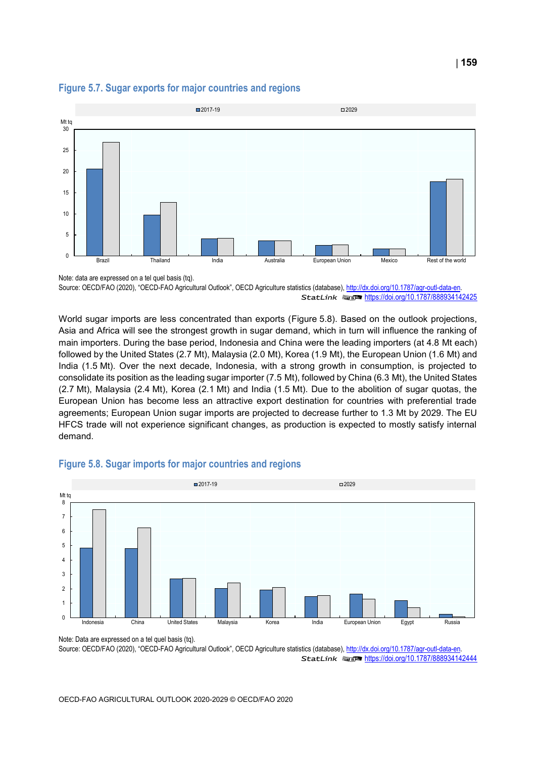## Figure 5.7. Sugar exports for major countries and regions

Note: data are expressed on a tel quel basis (tq).

Source: OECD/FAO (2020), "OECD-FAO Agricultural Outlook", OECD Agriculture statistics (database), http://dx.doi.org/10.1787/agr-outl-data-en.

StatLink https://doi.org/10.1787/888934142425

World sugar imports are less concentrated than exports (Figure 5.8). Based on the outlook projections, Asia and Africa will see the strongest growth in sugar demand, which in turn will influence the ranking of main importers. During the base period, Indonesia and China were the leading importers (at 4.8 Mt each) followed by the United States (2.7 Mt), Malaysia (2.0 Mt), Korea (1.9 Mt), the European Union (1.6 Mt) and India (1.5 Mt). Over the next decade, Indonesia, with a strong growth in consumption, is projected to consolidate its position as the leading sugar importer (7.5 Mt), followed by China (6.3 Mt), the United States (2.7 Mt), Malaysia (2.4 Mt), Korea (2.1 Mt) and India (1.5 Mt). Due to the abolition of sugar quotas, the European Union has become less an attractive export destination for countries with preferential trade agreements; European Union sugar imports are projected to decrease further to 1.3 Mt by 2029. The EU HFCS trade will not experience significant changes, as production is expected to mostly satisfy internal demand.

## Figure 5.8. Sugar imports for major countries and regions

Note: Data are expressed on a tel quel basis (tq).

Source: OECD/FAO (2020), "OECD-FAO Agricultural Outlook", OECD Agriculture statistics (database), http://dx.doi.org/10.1787/agr-outl-data-en.

StatLink https://doi.org/10.1787/888934142444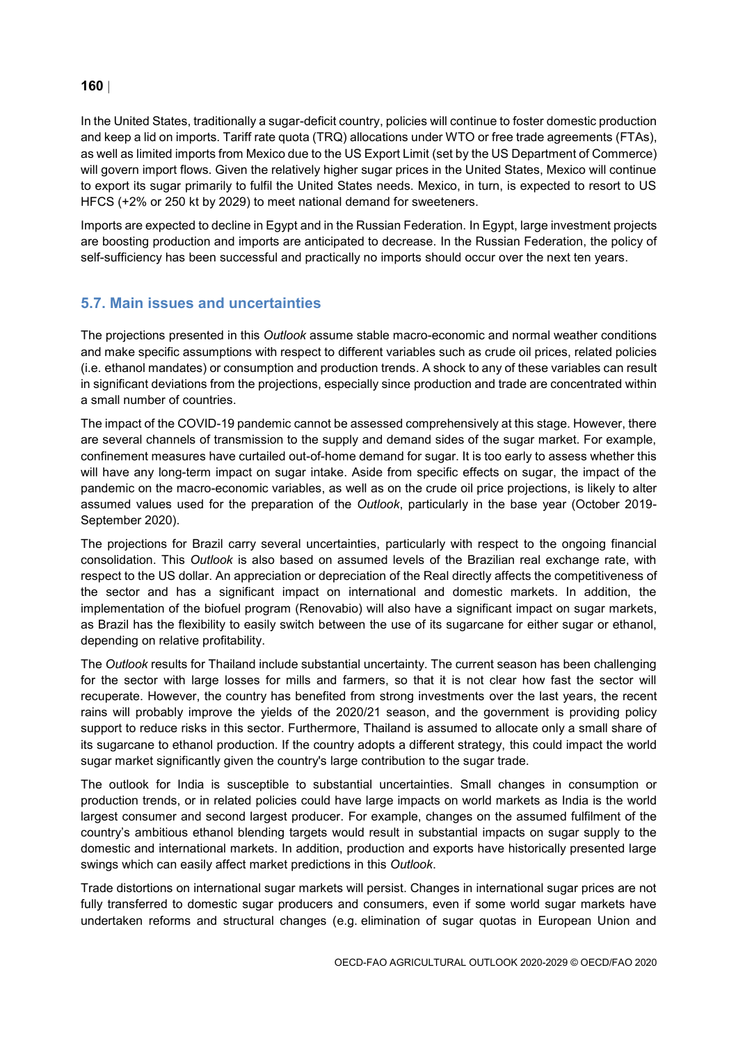In the United States, traditionally a sugar-deficit country, policies will continue to foster domestic production and keep a lid on imports. Tariff rate quota (TRQ) allocations under WTO or free trade agreements (FTAs), as well as limited imports from Mexico due to the US Export Limit (set by the US Department of Commerce) will govern import flows. Given the relatively higher sugar prices in the United States, Mexico will continue to export its sugar primarily to fulfil the United States needs. Mexico, in turn, is expected to resort to US HFCS (+2% or 250 kt by 2029) to meet national demand for sweeteners.

Imports are expected to decline in Egypt and in the Russian Federation. In Egypt, large investment projects are boosting production and imports are anticipated to decrease. In the Russian Federation, the policy of self-sufficiency has been successful and practically no imports should occur over the next ten years.

## 5.7. Main issues and uncertainties

The projections presented in this *Outlook* assume stable macro-economic and normal weather conditions and make specific assumptions with respect to different variables such as crude oil prices, related policies (i.e. ethanol mandates) or consumption and production trends. A shock to any of these variables can result in significant deviations from the projections, especially since production and trade are concentrated within a small number of countries.

The impact of the COVID-19 pandemic cannot be assessed comprehensively at this stage. However, there are several channels of transmission to the supply and demand sides of the sugar market. For example, confinement measures have curtailed out-of-home demand for sugar. It is too early to assess whether this will have any long-term impact on sugar intake. Aside from specific effects on sugar, the impact of the pandemic on the macro-economic variables, as well as on the crude oil price projections, is likely to alter assumed values used for the preparation of the *Outlook*, particularly in the base year (October 2019-September 2020).

The projections for Brazil carry several uncertainties, particularly with respect to the ongoing financial consolidation. This *Outlook* is also based on assumed levels of the Brazilian real exchange rate, with respect to the US dollar. An appreciation or depreciation of the Real directly affects the competitiveness of the sector and has a significant impact on international and domestic markets. In addition, the implementation of the biofuel program (Renovabio) will also have a significant impact on sugar markets, as Brazil has the flexibility to easily switch between the use of its sugarcane for either sugar or ethanol, depending on relative profitability.

The *Outlook* results for Thailand include substantial uncertainty. The current season has been challenging for the sector with large losses for mills and farmers, so that it is not clear how fast the sector will recuperate. However, the country has benefited from strong investments over the last years, the recent rains will probably improve the yields of the 2020/21 season, and the government is providing policy support to reduce risks in this sector. Furthermore, Thailand is assumed to allocate only a small share of its sugarcane to ethanol production. If the country adopts a different strategy, this could impact the world sugar market significantly given the country's large contribution to the sugar trade.

The outlook for India is susceptible to substantial uncertainties. Small changes in consumption or production trends, or in related policies could have large impacts on world markets as India is the world largest consumer and second largest producer. For example, changes on the assumed fulfilment of the country's ambitious ethanol blending targets would result in substantial impacts on sugar supply to the domestic and international markets. In addition, production and exports have historically presented large swings which can easily affect market predictions in this *Outlook*.

Trade distortions on international sugar markets will persist. Changes in international sugar prices are not fully transferred to domestic sugar producers and consumers, even if some world sugar markets have undertaken reforms and structural changes (e.g. elimination of sugar quotas in European Union and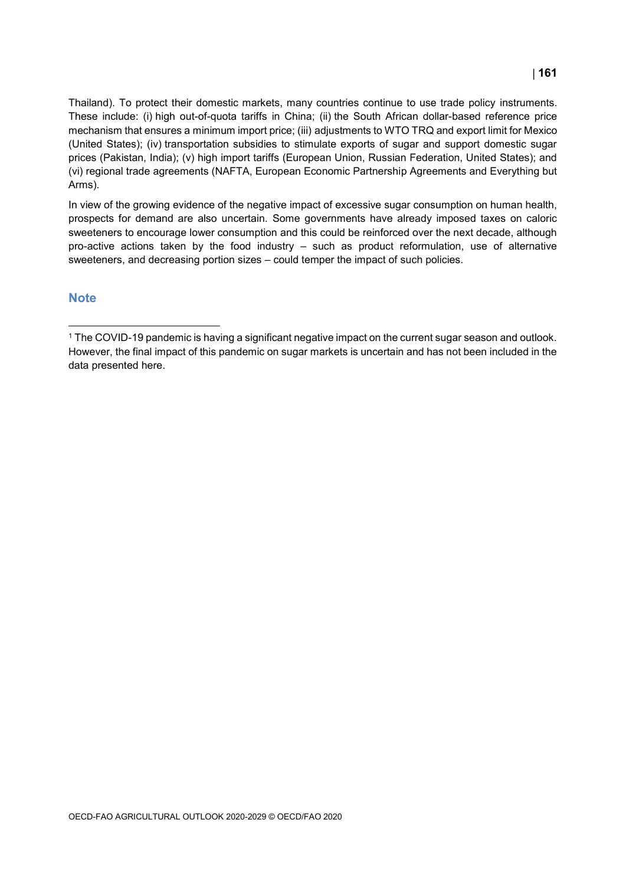Thailand). To protect their domestic markets, many countries continue to use trade policy instruments. These include: (i) high out-of-quota tariffs in China; (ii) the South African dollar-based reference price mechanism that ensures a minimum import price; (iii) adjustments to WTO TRQ and export limit for Mexico (United States); (iv) transportation subsidies to stimulate exports of sugar and support domestic sugar prices (Pakistan, India); (v) high import tariffs (European Union, Russian Federation, United States); and (vi) regional trade agreements (NAFTA, European Economic Partnership Agreements and Everything but Arms).

In view of the growing evidence of the negative impact of excessive sugar consumption on human health, prospects for demand are also uncertain. Some governments have already imposed taxes on caloric sweeteners to encourage lower consumption and this could be reinforced over the next decade, although pro-active actions taken by the food industry – such as product reformulation, use of alternative sweeteners, and decreasing portion sizes – could temper the impact of such policies.

## Note

[1] The COVID-19 pandemic is having a significant negative impact on the current sugar season and outlook. However, the final impact of this pandemic on sugar markets is uncertain and has not been included in the data presented here.